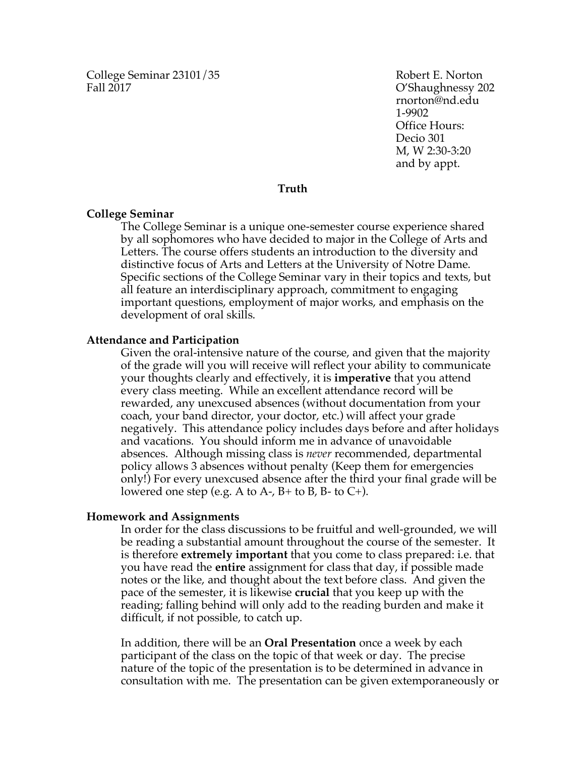College Seminar 23101/35
Fall 2017

Robert E. Norton
O'Shaughnessy 202
rnorton@nd.edu
1-9902
Office Hours:
Decio 301
M, W 2:30-3:20
and by appt.

# Truth

## College Seminar

The College Seminar is a unique one-semester course experience shared by all sophomores who have decided to major in the College of Arts and Letters. The course offers students an introduction to the diversity and distinctive focus of Arts and Letters at the University of Notre Dame. Specific sections of the College Seminar vary in their topics and texts, but all feature an interdisciplinary approach, commitment to engaging important questions, employment of major works, and emphasis on the development of oral skills.

## Attendance and Participation

Given the oral-intensive nature of the course, and given that the majority of the grade will you will receive will reflect your ability to communicate your thoughts clearly and effectively, it is **imperative** that you attend every class meeting. While an excellent attendance record will be rewarded, any unexcused absences (without documentation from your coach, your band director, your doctor, etc.) will affect your grade negatively. This attendance policy includes days before and after holidays and vacations. You should inform me in advance of unavoidable absences. Although missing class is *never* recommended, departmental policy allows 3 absences without penalty (Keep them for emergencies only!) For every unexcused absence after the third your final grade will be lowered one step (e.g. A to A-, B+ to B, B- to C+).

## Homework and Assignments

In order for the class discussions to be fruitful and well-grounded, we will be reading a substantial amount throughout the course of the semester. It is therefore **extremely important** that you come to class prepared: i.e. that you have read the **entire** assignment for class that day, if possible made notes or the like, and thought about the text before class. And given the pace of the semester, it is likewise **crucial** that you keep up with the reading; falling behind will only add to the reading burden and make it difficult, if not possible, to catch up.

In addition, there will be an **Oral Presentation** once a week by each participant of the class on the topic of that week or day. The precise nature of the topic of the presentation is to be determined in advance in consultation with me. The presentation can be given extemporaneously or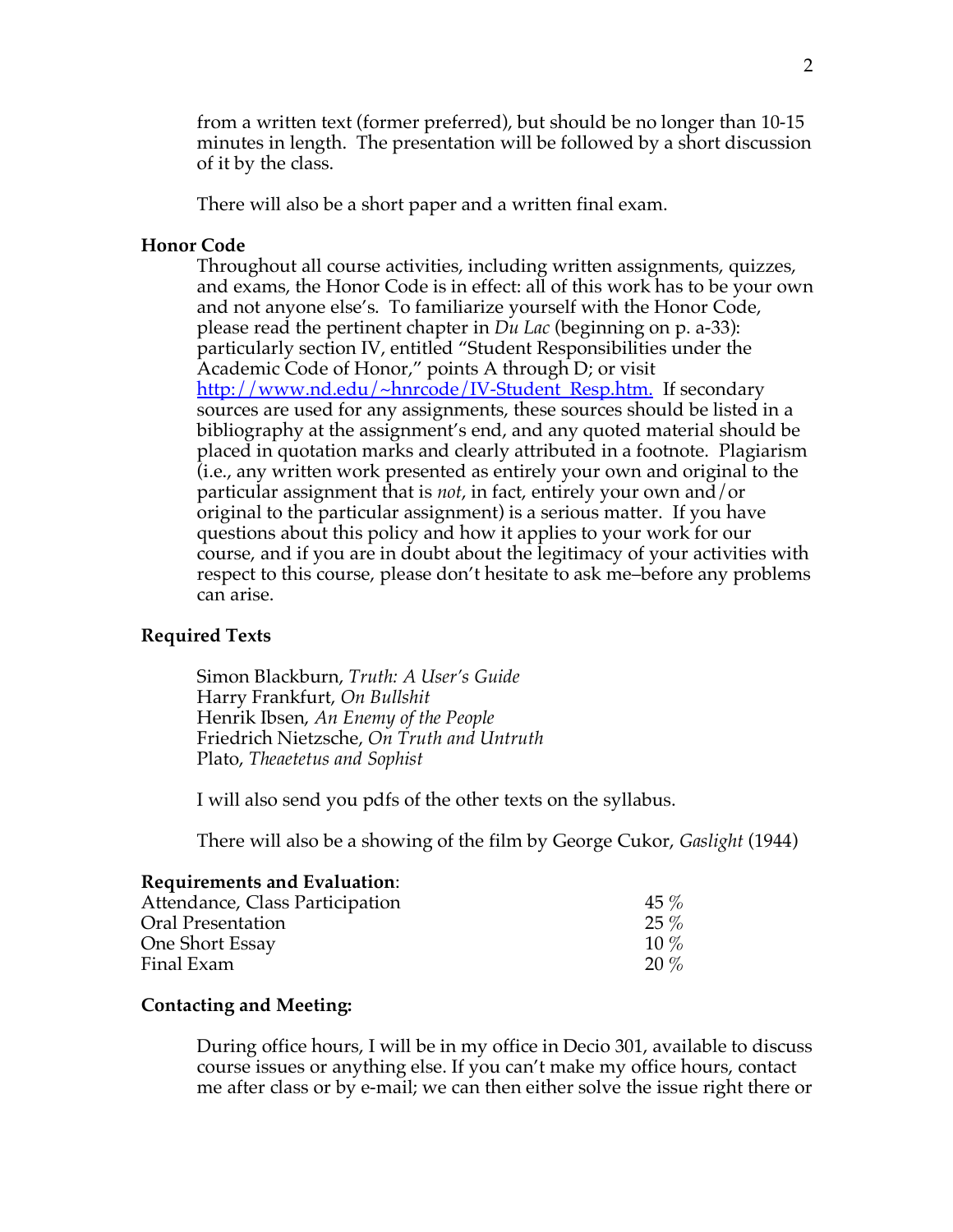from a written text (former preferred), but should be no longer than 10-15 minutes in length. The presentation will be followed by a short discussion of it by the class.

There will also be a short paper and a written final exam.

**Honor Code**

Throughout all course activities, including written assignments, quizzes, and exams, the Honor Code is in effect: all of this work has to be your own and not anyone else's. To familiarize yourself with the Honor Code, please read the pertinent chapter in *Du Lac* (beginning on p. a-33): particularly section IV, entitled "Student Responsibilities under the Academic Code of Honor," points A through D; or visit [http://www.nd.edu/~hnrcode/IV-Student_Resp.htm.](http://www.nd.edu/~hnrcode/IV-Student_Resp.htm) If secondary sources are used for any assignments, these sources should be listed in a bibliography at the assignment's end, and any quoted material should be placed in quotation marks and clearly attributed in a footnote. Plagiarism (i.e., any written work presented as entirely your own and original to the particular assignment that is *not*, in fact, entirely your own and/or original to the particular assignment) is a serious matter. If you have questions about this policy and how it applies to your work for our course, and if you are in doubt about the legitimacy of your activities with respect to this course, please don't hesitate to ask me–before any problems can arise.

**Required Texts**

Simon Blackburn, *Truth: A User's Guide*
Harry Frankfurt, *On Bullshit*
Henrik Ibsen, *An Enemy of the People*
Friedrich Nietzsche, *On Truth and Untruth*
Plato, *Theaetetus and Sophist*

I will also send you pdfs of the other texts on the syllabus.

There will also be a showing of the film by George Cukor, *Gaslight* (1944)

**Requirements and Evaluation**:

| | |
|---|---|
| Attendance, Class Participation | 45 % |
| Oral Presentation | 25 % |
| One Short Essay | 10 % |
| Final Exam | 20 % |

**Contacting and Meeting:**

During office hours, I will be in my office in Decio 301, available to discuss course issues or anything else. If you can't make my office hours, contact me after class or by e-mail; we can then either solve the issue right there or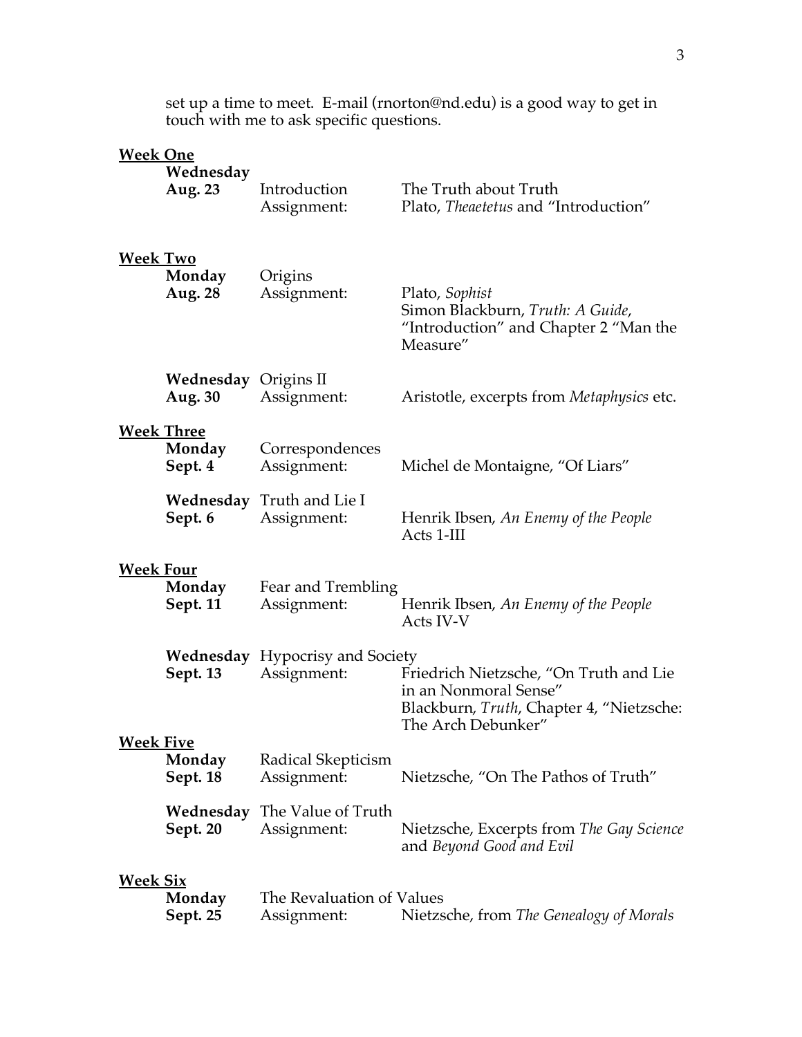set up a time to meet. E-mail (rnorton@nd.edu) is a good way to get in touch with me to ask specific questions.

**Week One**

**Wednesday**
**Aug. 23** Introduction — The Truth about Truth
Assignment: Plato, *Theaetetus* and "Introduction"

**Week Two**

**Monday**
**Aug. 28** Origins
Assignment: Plato, *Sophist*
Simon Blackburn, *Truth: A Guide*, "Introduction" and Chapter 2 "Man the Measure"

**Wednesday** Origins II
**Aug. 30** Assignment: Aristotle, excerpts from *Metaphysics* etc.

**Week Three**

**Monday** Correspondences
**Sept. 4** Assignment: Michel de Montaigne, "Of Liars"

**Wednesday** Truth and Lie I
**Sept. 6** Assignment: Henrik Ibsen, *An Enemy of the People* Acts 1-III

**Week Four**

**Monday** Fear and Trembling
**Sept. 11** Assignment: Henrik Ibsen, *An Enemy of the People* Acts IV-V

**Wednesday** Hypocrisy and Society
**Sept. 13** Assignment: Friedrich Nietzsche, "On Truth and Lie in an Nonmoral Sense"
Blackburn, *Truth*, Chapter 4, "Nietzsche: The Arch Debunker"

**Week Five**

**Monday** Radical Skepticism
**Sept. 18** Assignment: Nietzsche, "On The Pathos of Truth"

**Wednesday** The Value of Truth
**Sept. 20** Assignment: Nietzsche, Excerpts from *The Gay Science* and *Beyond Good and Evil*

**Week Six**

**Monday** The Revaluation of Values
**Sept. 25** Assignment: Nietzsche, from *The Genealogy of Morals*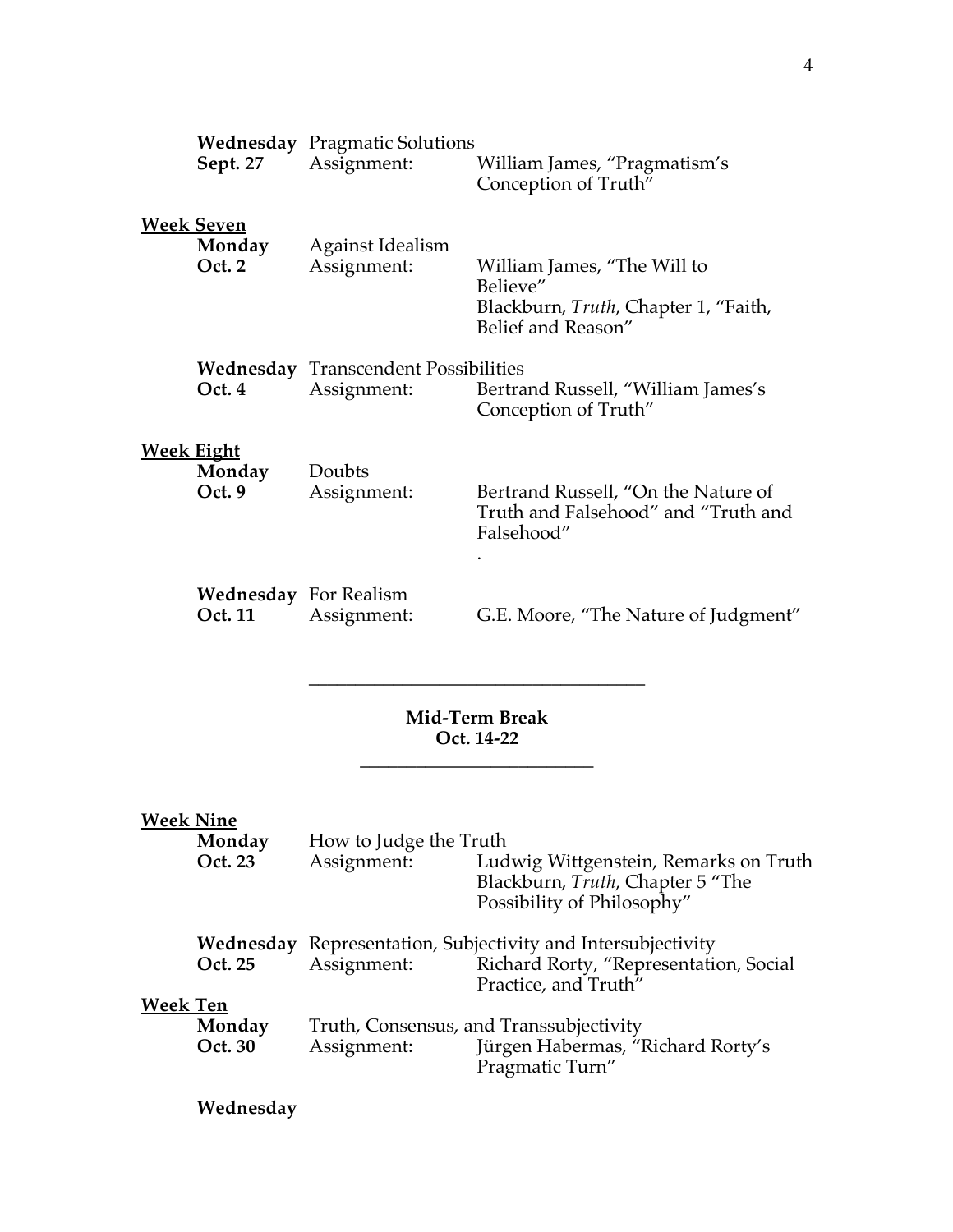**Wednesday** Pragmatic Solutions
**Sept. 27** Assignment: William James, "Pragmatism's Conception of Truth"

<u>**Week Seven**</u>

**Monday** Against Idealism
**Oct. 2** Assignment: William James, "The Will to Believe"
Blackburn, *Truth*, Chapter 1, "Faith, Belief and Reason"

**Wednesday** Transcendent Possibilities
**Oct. 4** Assignment: Bertrand Russell, "William James's Conception of Truth"

<u>**Week Eight**</u>

**Monday** Doubts
**Oct. 9** Assignment: Bertrand Russell, "On the Nature of Truth and Falsehood" and "Truth and Falsehood"
.

**Wednesday** For Realism
**Oct. 11** Assignment: G.E. Moore, "The Nature of Judgment"

---

**Mid-Term Break**
**Oct. 14-22**

---

<u>**Week Nine**</u>

**Monday** How to Judge the Truth
**Oct. 23** Assignment: Ludwig Wittgenstein, Remarks on Truth
Blackburn, *Truth*, Chapter 5 "The Possibility of Philosophy"

**Wednesday** Representation, Subjectivity and Intersubjectivity
**Oct. 25** Assignment: Richard Rorty, "Representation, Social Practice, and Truth"

<u>**Week Ten**</u>

**Monday** Truth, Consensus, and Transsubjectivity
**Oct. 30** Assignment: Jürgen Habermas, "Richard Rorty's Pragmatic Turn"

**Wednesday**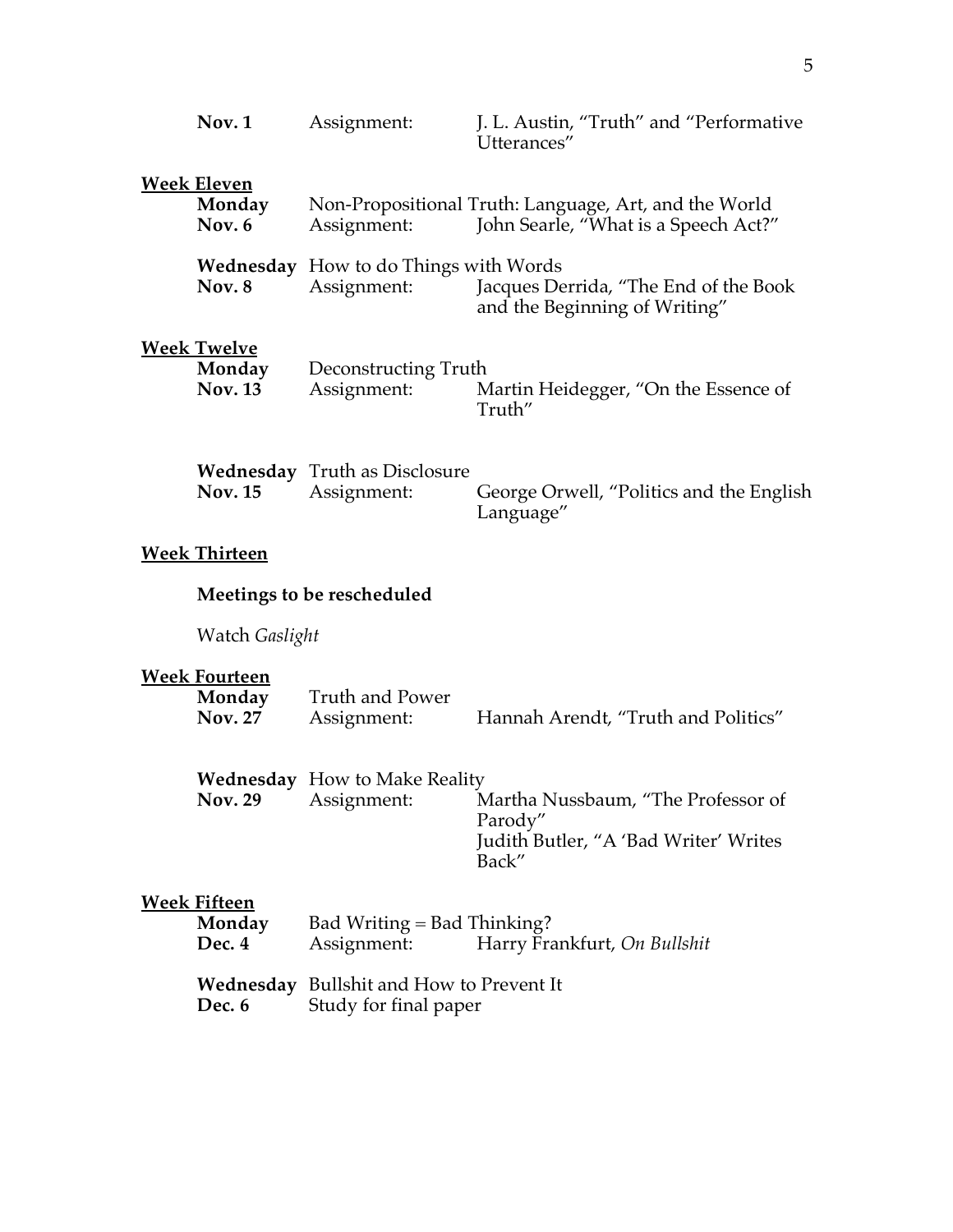**Nov. 1** Assignment: J. L. Austin, "Truth" and "Performative Utterances"

**Week Eleven**

**Monday** Non-Propositional Truth: Language, Art, and the World
**Nov. 6** Assignment: John Searle, "What is a Speech Act?"

**Wednesday** How to do Things with Words
**Nov. 8** Assignment: Jacques Derrida, "The End of the Book and the Beginning of Writing"

**Week Twelve**

**Monday** Deconstructing Truth
**Nov. 13** Assignment: Martin Heidegger, "On the Essence of Truth"

**Wednesday** Truth as Disclosure
**Nov. 15** Assignment: George Orwell, "Politics and the English Language"

**Week Thirteen**

**Meetings to be rescheduled**

Watch *Gaslight*

**Week Fourteen**

**Monday** Truth and Power
**Nov. 27** Assignment: Hannah Arendt, "Truth and Politics"

**Wednesday** How to Make Reality
**Nov. 29** Assignment: Martha Nussbaum, "The Professor of Parody"
Judith Butler, "A 'Bad Writer' Writes Back"

**Week Fifteen**

**Monday** Bad Writing = Bad Thinking?
**Dec. 4** Assignment: Harry Frankfurt, *On Bullshit*

**Wednesday** Bullshit and How to Prevent It
**Dec. 6** Study for final paper